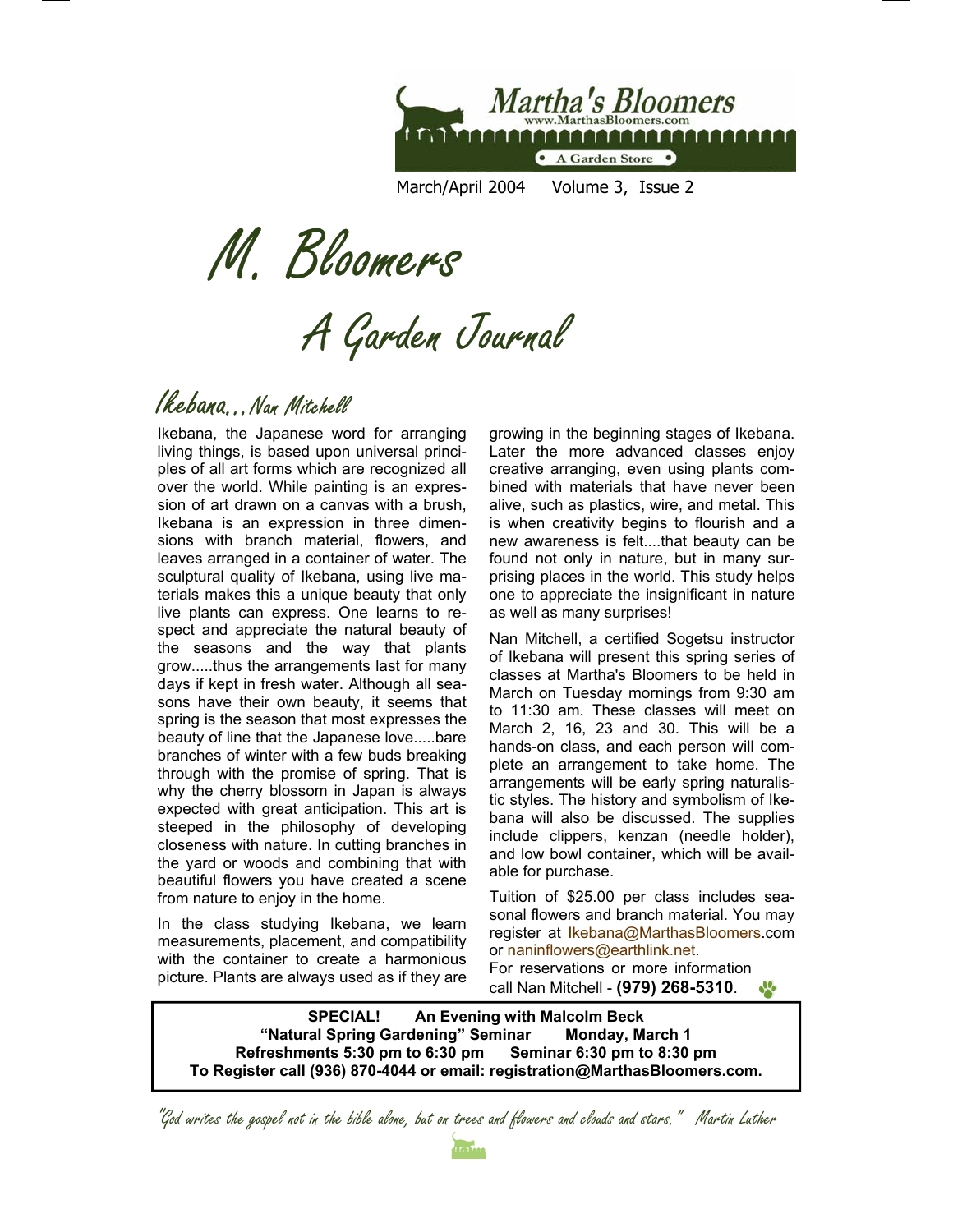Martha's Bloomers
www.MarthasBloomers.com
A Garden Store

March/April 2004 Volume 3, Issue 2

# M. Bloomers

## A Garden Journal

### Ikebana...Nan Mitchell

Ikebana, the Japanese word for arranging living things, is based upon universal principles of all art forms which are recognized all over the world. While painting is an expression of art drawn on a canvas with a brush, Ikebana is an expression in three dimensions with branch material, flowers, and leaves arranged in a container of water. The sculptural quality of Ikebana, using live materials makes this a unique beauty that only live plants can express. One learns to respect and appreciate the natural beauty of the seasons and the way that plants grow.....thus the arrangements last for many days if kept in fresh water. Although all seasons have their own beauty, it seems that spring is the season that most expresses the beauty of line that the Japanese love.....bare branches of winter with a few buds breaking through with the promise of spring. That is why the cherry blossom in Japan is always expected with great anticipation. This art is steeped in the philosophy of developing closeness with nature. In cutting branches in the yard or woods and combining that with beautiful flowers you have created a scene from nature to enjoy in the home.

In the class studying Ikebana, we learn measurements, placement, and compatibility with the container to create a harmonious picture. Plants are always used as if they are growing in the beginning stages of Ikebana. Later the more advanced classes enjoy creative arranging, even using plants combined with materials that have never been alive, such as plastics, wire, and metal. This is when creativity begins to flourish and a new awareness is felt....that beauty can be found not only in nature, but in many surprising places in the world. This study helps one to appreciate the insignificant in nature as well as many surprises!

Nan Mitchell, a certified Sogetsu instructor of Ikebana will present this spring series of classes at Martha's Bloomers to be held in March on Tuesday mornings from 9:30 am to 11:30 am. These classes will meet on March 2, 16, 23 and 30. This will be a hands-on class, and each person will complete an arrangement to take home. The arrangements will be early spring naturalistic styles. The history and symbolism of Ikebana will also be discussed. The supplies include clippers, kenzan (needle holder), and low bowl container, which will be available for purchase.

Tuition of $25.00 per class includes seasonal flowers and branch material. You may register at Ikebana@MarthasBloomers.com or naninflowers@earthlink.net.
For reservations or more information call Nan Mitchell - **(979) 268-5310**.

---

**SPECIAL! An Evening with Malcolm Beck**
**"Natural Spring Gardening" Seminar Monday, March 1**
**Refreshments 5:30 pm to 6:30 pm Seminar 6:30 pm to 8:30 pm**
**To Register call (936) 870-4044 or email: registration@MarthasBloomers.com.**

---

*"God writes the gospel not in the bible alone, but on trees and flowers and clouds and stars." Martin Luther*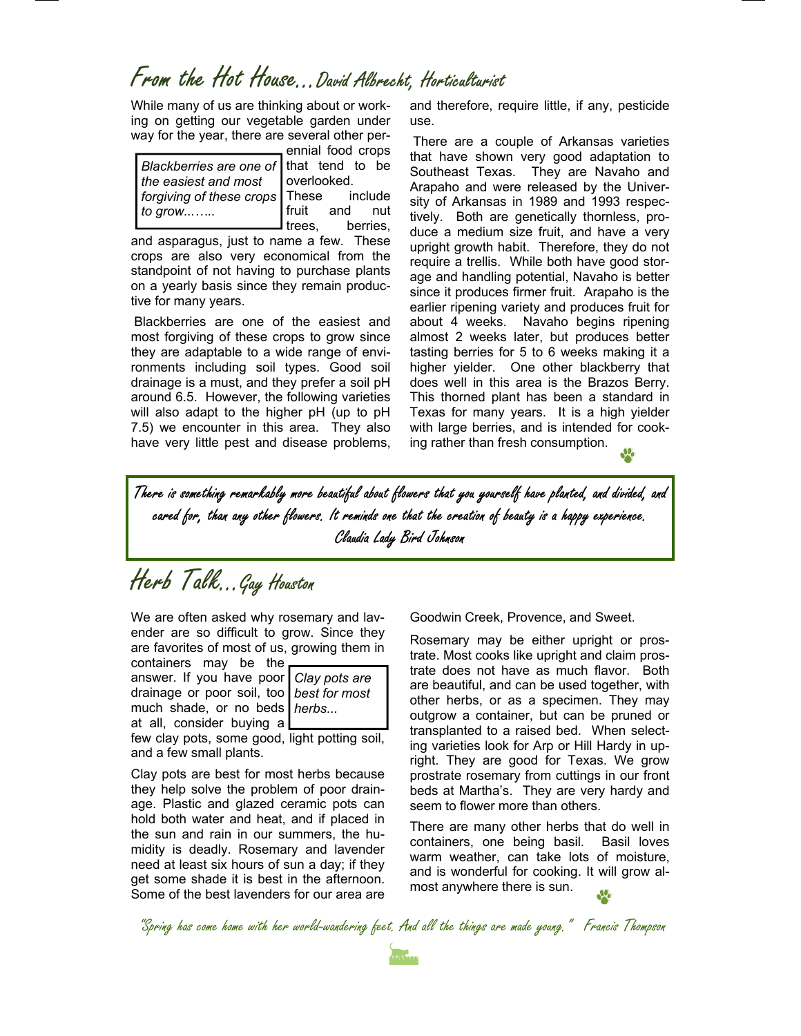## From the Hot House…David Albrecht, Horticulturist

While many of us are thinking about or working on getting our vegetable garden under way for the year, there are several other perennial food crops that tend to be overlooked. These include fruit and nut trees, berries, and asparagus, just to name a few. These crops are also very economical from the standpoint of not having to purchase plants on a yearly basis since they remain productive for many years.

> *Blackberries are one of the easiest and most forgiving of these crops to grow……..*

Blackberries are one of the easiest and most forgiving of these crops to grow since they are adaptable to a wide range of environments including soil types. Good soil drainage is a must, and they prefer a soil pH around 6.5. However, the following varieties will also adapt to the higher pH (up to pH 7.5) we encounter in this area. They also have very little pest and disease problems, and therefore, require little, if any, pesticide use.

There are a couple of Arkansas varieties that have shown very good adaptation to Southeast Texas. They are Navaho and Arapaho and were released by the University of Arkansas in 1989 and 1993 respectively. Both are genetically thornless, produce a medium size fruit, and have a very upright growth habit. Therefore, they do not require a trellis. While both have good storage and handling potential, Navaho is better since it produces firmer fruit. Arapaho is the earlier ripening variety and produces fruit for about 4 weeks. Navaho begins ripening almost 2 weeks later, but produces better tasting berries for 5 to 6 weeks making it a higher yielder. One other blackberry that does well in this area is the Brazos Berry. This thorned plant has been a standard in Texas for many years. It is a high yielder with large berries, and is intended for cooking rather than fresh consumption.

> *There is something remarkably more beautiful about flowers that you yourself have planted, and divided, and cared for, than any other flowers. It reminds one that the creation of beauty is a happy experience.*
> Claudia Lady Bird Johnson

## Herb Talk…Gay Houston

We are often asked why rosemary and lavender are so difficult to grow. Since they are favorites of most of us, growing them in containers may be the answer. If you have poor drainage or poor soil, too much shade, or no beds at all, consider buying a few clay pots, some good, light potting soil, and a few small plants.

> *Clay pots are best for most herbs...*

Clay pots are best for most herbs because they help solve the problem of poor drainage. Plastic and glazed ceramic pots can hold both water and heat, and if placed in the sun and rain in our summers, the humidity is deadly. Rosemary and lavender need at least six hours of sun a day; if they get some shade it is best in the afternoon. Some of the best lavenders for our area are Goodwin Creek, Provence, and Sweet.

Rosemary may be either upright or prostrate. Most cooks like upright and claim prostrate does not have as much flavor. Both are beautiful, and can be used together, with other herbs, or as a specimen. They may outgrow a container, but can be pruned or transplanted to a raised bed. When selecting varieties look for Arp or Hill Hardy in upright. They are good for Texas. We grow prostrate rosemary from cuttings in our front beds at Martha's. They are very hardy and seem to flower more than others.

There are many other herbs that do well in containers, one being basil. Basil loves warm weather, can take lots of moisture, and is wonderful for cooking. It will grow almost anywhere there is sun.

*"Spring has come home with her world-wandering feet. And all the things are made young." Francis Thompson*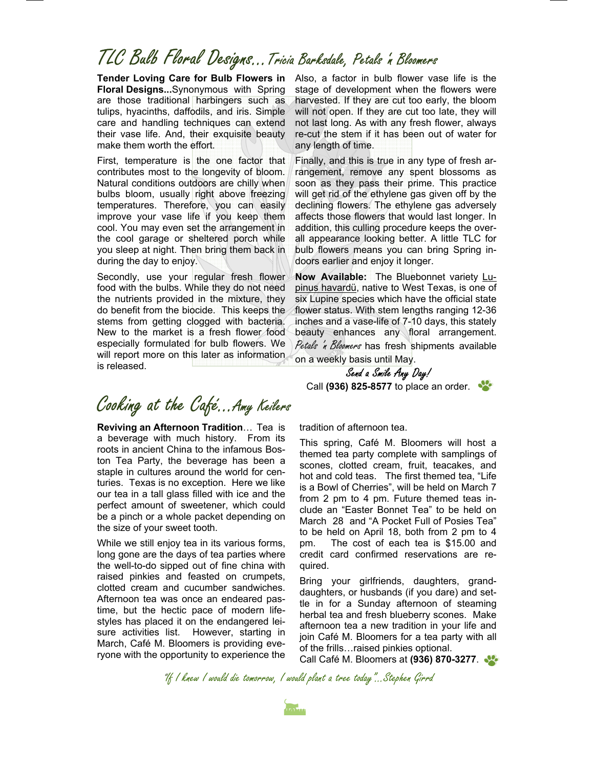## TLC Bulb Floral Designs…*Tricia Barksdale, Petals 'n Bloomers*

**Tender Loving Care for Bulb Flowers in Floral Designs...**Synonymous with Spring are those traditional harbingers such as tulips, hyacinths, daffodils, and iris. Simple care and handling techniques can extend their vase life. And, their exquisite beauty make them worth the effort.

First, temperature is the one factor that contributes most to the longevity of bloom. Natural conditions outdoors are chilly when bulbs bloom, usually right above freezing temperatures. Therefore, you can easily improve your vase life if you keep them cool. You may even set the arrangement in the cool garage or sheltered porch while you sleep at night. Then bring them back in during the day to enjoy.

Secondly, use your regular fresh flower food with the bulbs. While they do not need the nutrients provided in the mixture, they do benefit from the biocide. This keeps the stems from getting clogged with bacteria. New to the market is a fresh flower food especially formulated for bulb flowers. We will report more on this later as information is released.

Also, a factor in bulb flower vase life is the stage of development when the flowers were harvested. If they are cut too early, the bloom will not open. If they are cut too late, they will not last long. As with any fresh flower, always re-cut the stem if it has been out of water for any length of time.

Finally, and this is true in any type of fresh arrangement, remove any spent blossoms as soon as they pass their prime. This practice will get rid of the ethylene gas given off by the declining flowers. The ethylene gas adversely affects those flowers that would last longer. In addition, this culling procedure keeps the overall appearance looking better. A little TLC for bulb flowers means you can bring Spring indoors earlier and enjoy it longer.

**Now Available:** The Bluebonnet variety Lupinus havardü, native to West Texas, is one of six Lupine species which have the official state flower status. With stem lengths ranging 12-36 inches and a vase-life of 7-10 days, this stately beauty enhances any floral arrangement. *Petals 'n Bloomers* has fresh shipments available on a weekly basis until May.

*Send a Smile Any Day!*

Call **(936) 825-8577** to place an order.

## Cooking at the Café…*Amy Keilers*

**Reviving an Afternoon Tradition**… Tea is a beverage with much history. From its roots in ancient China to the infamous Boston Tea Party, the beverage has been a staple in cultures around the world for centuries. Texas is no exception. Here we like our tea in a tall glass filled with ice and the perfect amount of sweetener, which could be a pinch or a whole packet depending on the size of your sweet tooth.

While we still enjoy tea in its various forms, long gone are the days of tea parties where the well-to-do sipped out of fine china with raised pinkies and feasted on crumpets, clotted cream and cucumber sandwiches. Afternoon tea was once an endeared pastime, but the hectic pace of modern lifestyles has placed it on the endangered leisure activities list. However, starting in March, Café M. Bloomers is providing everyone with the opportunity to experience the tradition of afternoon tea.

This spring, Café M. Bloomers will host a themed tea party complete with samplings of scones, clotted cream, fruit, teacakes, and hot and cold teas. The first themed tea, "Life is a Bowl of Cherries", will be held on March 7 from 2 pm to 4 pm. Future themed teas include an "Easter Bonnet Tea" to be held on March 28 and "A Pocket Full of Posies Tea" to be held on April 18, both from 2 pm to 4 pm. The cost of each tea is $15.00 and credit card confirmed reservations are required.

Bring your girlfriends, daughters, granddaughters, or husbands (if you dare) and settle in for a Sunday afternoon of steaming herbal tea and fresh blueberry scones. Make afternoon tea a new tradition in your life and join Café M. Bloomers for a tea party with all of the frills…raised pinkies optional.

Call Café M. Bloomers at **(936) 870-3277**.

*"If I knew I would die tomorrow, I would plant a tree today"...Stephen Girrd*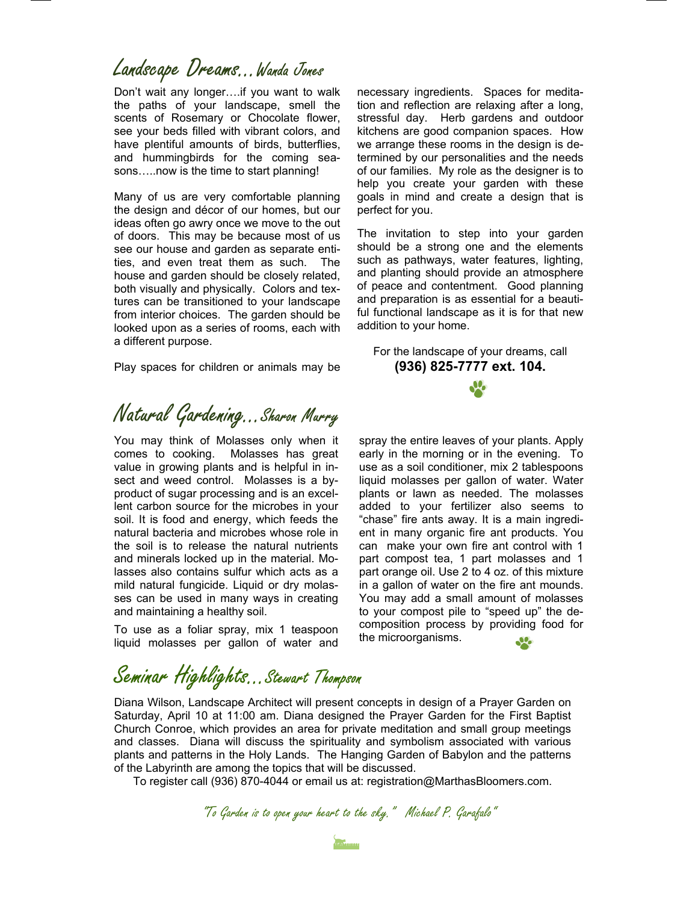## Landscape Dreams…Wanda Jones

Don't wait any longer….if you want to walk the paths of your landscape, smell the scents of Rosemary or Chocolate flower, see your beds filled with vibrant colors, and have plentiful amounts of birds, butterflies, and hummingbirds for the coming seasons…..now is the time to start planning!

Many of us are very comfortable planning the design and décor of our homes, but our ideas often go awry once we move to the out of doors. This may be because most of us see our house and garden as separate entities, and even treat them as such. The house and garden should be closely related, both visually and physically. Colors and textures can be transitioned to your landscape from interior choices. The garden should be looked upon as a series of rooms, each with a different purpose.

Play spaces for children or animals may be necessary ingredients. Spaces for meditation and reflection are relaxing after a long, stressful day. Herb gardens and outdoor kitchens are good companion spaces. How we arrange these rooms in the design is determined by our personalities and the needs of our families. My role as the designer is to help you create your garden with these goals in mind and create a design that is perfect for you.

The invitation to step into your garden should be a strong one and the elements such as pathways, water features, lighting, and planting should provide an atmosphere of peace and contentment. Good planning and preparation is as essential for a beautiful functional landscape as it is for that new addition to your home.

For the landscape of your dreams, call
**(936) 825-7777 ext. 104.**

## Natural Gardening…Sharon Murry

You may think of Molasses only when it comes to cooking. Molasses has great value in growing plants and is helpful in insect and weed control. Molasses is a by-product of sugar processing and is an excellent carbon source for the microbes in your soil. It is food and energy, which feeds the natural bacteria and microbes whose role in the soil is to release the natural nutrients and minerals locked up in the material. Molasses also contains sulfur which acts as a mild natural fungicide. Liquid or dry molasses can be used in many ways in creating and maintaining a healthy soil.

To use as a foliar spray, mix 1 teaspoon liquid molasses per gallon of water and spray the entire leaves of your plants. Apply early in the morning or in the evening. To use as a soil conditioner, mix 2 tablespoons liquid molasses per gallon of water. Water plants or lawn as needed. The molasses added to your fertilizer also seems to "chase" fire ants away. It is a main ingredient in many organic fire ant products. You can make your own fire ant control with 1 part compost tea, 1 part molasses and 1 part orange oil. Use 2 to 4 oz. of this mixture in a gallon of water on the fire ant mounds. You may add a small amount of molasses to your compost pile to "speed up" the decomposition process by providing food for the microorganisms.

## Seminar Highlights…Stewart Thompson

Diana Wilson, Landscape Architect will present concepts in design of a Prayer Garden on Saturday, April 10 at 11:00 am. Diana designed the Prayer Garden for the First Baptist Church Conroe, which provides an area for private meditation and small group meetings and classes. Diana will discuss the spirituality and symbolism associated with various plants and patterns in the Holy Lands. The Hanging Garden of Babylon and the patterns of the Labyrinth are among the topics that will be discussed.

To register call (936) 870-4044 or email us at: registration@MarthasBloomers.com.

*"To Garden is to open your heart to the sky." Michael P. Garafalo"*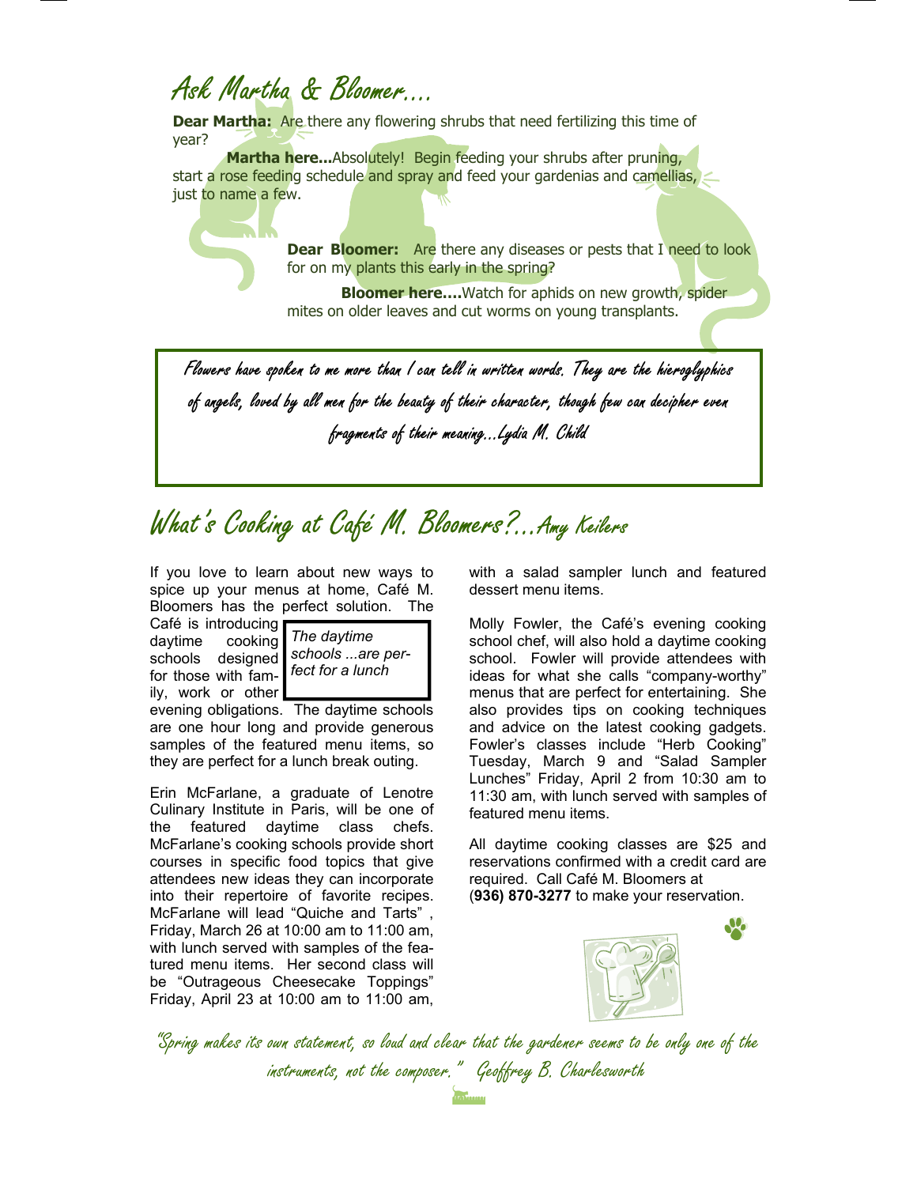## Ask Martha & Bloomer....

**Dear Martha:** Are there any flowering shrubs that need fertilizing this time of year?

**Martha here...**Absolutely! Begin feeding your shrubs after pruning, start a rose feeding schedule and spray and feed your gardenias and camellias, just to name a few.

**Dear Bloomer:** Are there any diseases or pests that I need to look for on my plants this early in the spring?

**Bloomer here....**Watch for aphids on new growth, spider mites on older leaves and cut worms on young transplants.

> *Flowers have spoken to me more than I can tell in written words. They are the hieroglyphics of angels, loved by all men for the beauty of their character, though few can decipher even fragments of their meaning...Lydia M. Child*

## What's Cooking at Café M. Bloomers?...Amy Keilers

If you love to learn about new ways to spice up your menus at home, Café M. Bloomers has the perfect solution. The Café is introducing daytime cooking schools designed for those with family, work or other evening obligations. The daytime schools are one hour long and provide generous samples of the featured menu items, so they are perfect for a lunch break outing.

> *The daytime schools ...are perfect for a lunch*

Erin McFarlane, a graduate of Lenotre Culinary Institute in Paris, will be one of the featured daytime class chefs. McFarlane's cooking schools provide short courses in specific food topics that give attendees new ideas they can incorporate into their repertoire of favorite recipes. McFarlane will lead "Quiche and Tarts", Friday, March 26 at 10:00 am to 11:00 am, with lunch served with samples of the featured menu items. Her second class will be "Outrageous Cheesecake Toppings" Friday, April 23 at 10:00 am to 11:00 am, with a salad sampler lunch and featured dessert menu items.

Molly Fowler, the Café's evening cooking school chef, will also hold a daytime cooking school. Fowler will provide attendees with ideas for what she calls "company-worthy" menus that are perfect for entertaining. She also provides tips on cooking techniques and advice on the latest cooking gadgets. Fowler's classes include "Herb Cooking" Tuesday, March 9 and "Salad Sampler Lunches" Friday, April 2 from 10:30 am to 11:30 am, with lunch served with samples of featured menu items.

All daytime cooking classes are $25 and reservations confirmed with a credit card are required. Call Café M. Bloomers at (**936) 870-3277** to make your reservation.

*"Spring makes its own statement, so loud and clear that the gardener seems to be only one of the instruments, not the composer." Geoffrey B. Charlesworth*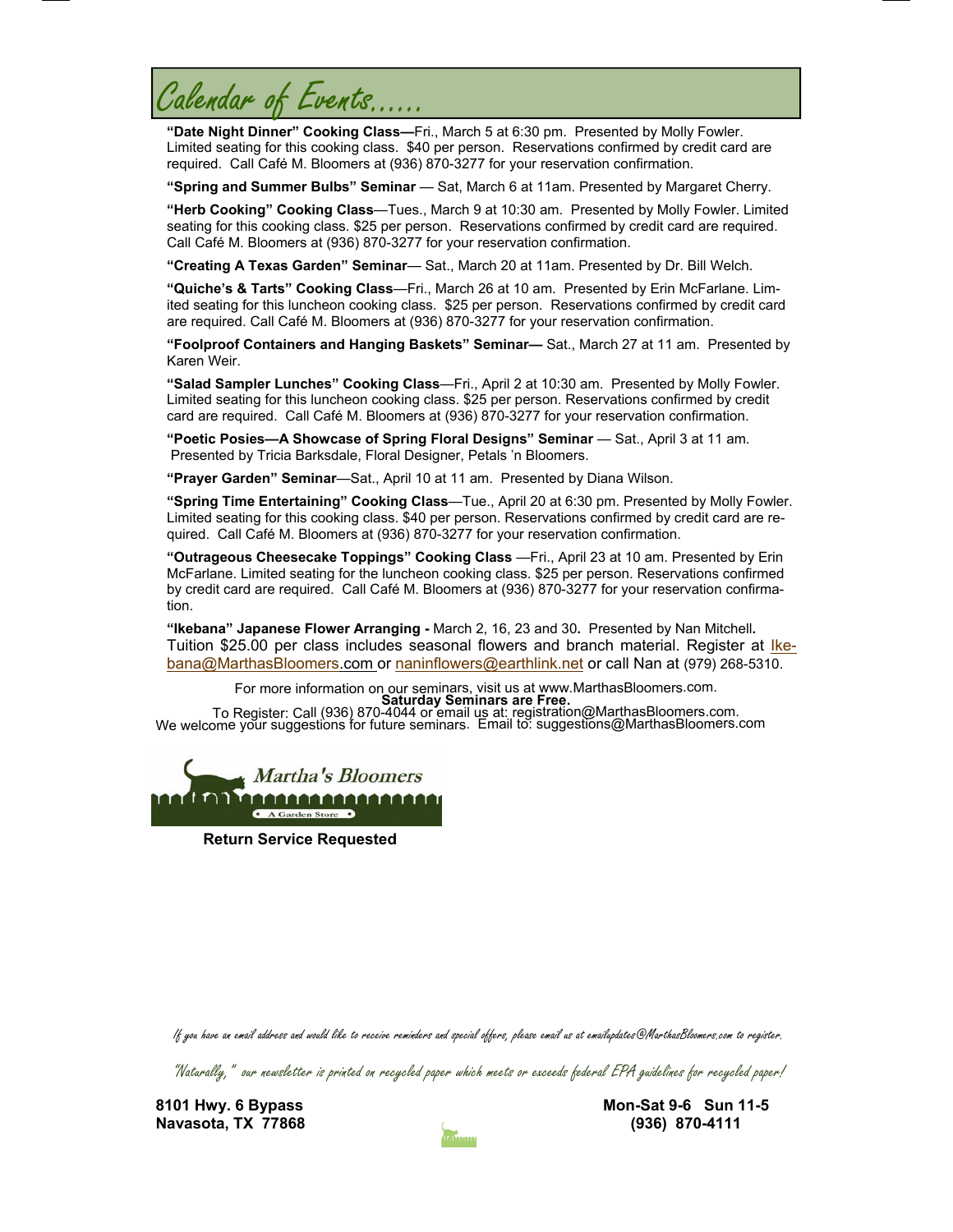# Calendar of Events......

**"Date Night Dinner" Cooking Class—**Fri., March 5 at 6:30 pm. Presented by Molly Fowler. Limited seating for this cooking class. $40 per person. Reservations confirmed by credit card are required. Call Café M. Bloomers at (936) 870-3277 for your reservation confirmation.

**"Spring and Summer Bulbs" Seminar** — Sat, March 6 at 11am. Presented by Margaret Cherry.

**"Herb Cooking" Cooking Class**—Tues., March 9 at 10:30 am. Presented by Molly Fowler. Limited seating for this cooking class. $25 per person. Reservations confirmed by credit card are required. Call Café M. Bloomers at (936) 870-3277 for your reservation confirmation.

**"Creating A Texas Garden" Seminar**— Sat., March 20 at 11am. Presented by Dr. Bill Welch.

**"Quiche's & Tarts" Cooking Class**—Fri., March 26 at 10 am. Presented by Erin McFarlane. Limited seating for this luncheon cooking class. $25 per person. Reservations confirmed by credit card are required. Call Café M. Bloomers at (936) 870-3277 for your reservation confirmation.

**"Foolproof Containers and Hanging Baskets" Seminar—** Sat., March 27 at 11 am. Presented by Karen Weir.

**"Salad Sampler Lunches" Cooking Class**—Fri., April 2 at 10:30 am. Presented by Molly Fowler. Limited seating for this luncheon cooking class. $25 per person. Reservations confirmed by credit card are required. Call Café M. Bloomers at (936) 870-3277 for your reservation confirmation.

**"Poetic Posies—A Showcase of Spring Floral Designs" Seminar** — Sat., April 3 at 11 am. Presented by Tricia Barksdale, Floral Designer, Petals 'n Bloomers.

**"Prayer Garden" Seminar**—Sat., April 10 at 11 am. Presented by Diana Wilson.

**"Spring Time Entertaining" Cooking Class**—Tue., April 20 at 6:30 pm. Presented by Molly Fowler. Limited seating for this cooking class. $40 per person. Reservations confirmed by credit card are required. Call Café M. Bloomers at (936) 870-3277 for your reservation confirmation.

**"Outrageous Cheesecake Toppings" Cooking Class** —Fri., April 23 at 10 am. Presented by Erin McFarlane. Limited seating for the luncheon cooking class. $25 per person. Reservations confirmed by credit card are required. Call Café M. Bloomers at (936) 870-3277 for your reservation confirmation.

**"Ikebana" Japanese Flower Arranging -** March 2, 16, 23 and 30**.** Presented by Nan Mitchell**.** Tuition $25.00 per class includes seasonal flowers and branch material. Register at Ikebana@MarthasBloomers.com or naninflowers@earthlink.net or call Nan at (979) 268-5310.

For more information on our seminars, visit us at www.MarthasBloomers.com.
**Saturday Seminars are Free.**
To Register: Call (936) 870-4044 or email us at: registration@MarthasBloomers.com.
We welcome your suggestions for future seminars. Email to: suggestions@MarthasBloomers.com

Martha's Bloomers
A Garden Store

**Return Service Requested**

*If you have an email address and would like to receive reminders and special offers, please email us at emailupdates@MarthasBloomers.com to register.*

*"Naturally," our newsletter is printed on recycled paper which meets or exceeds federal EPA guidelines for recycled paper!*

**8101 Hwy. 6 Bypass**
**Navasota, TX 77868**

**Mon-Sat 9-6 Sun 11-5**
**(936) 870-4111**